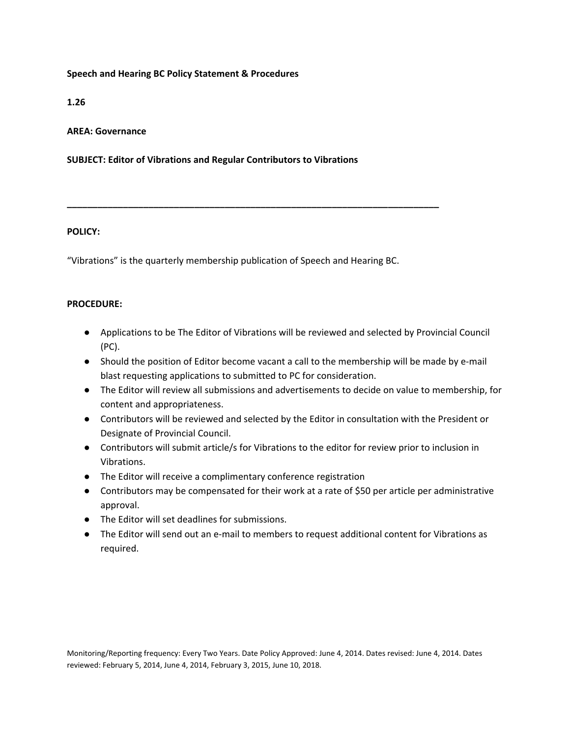**Speech and Hearing BC Policy Statement & Procedures**

**1.26**

**AREA: Governance**

**SUBJECT: Editor of Vibrations and Regular Contributors to Vibrations**

---

**POLICY:**

"Vibrations" is the quarterly membership publication of Speech and Hearing BC.

**PROCEDURE:**

- Applications to be The Editor of Vibrations will be reviewed and selected by Provincial Council (PC).
- Should the position of Editor become vacant a call to the membership will be made by e-mail blast requesting applications to submitted to PC for consideration.
- The Editor will review all submissions and advertisements to decide on value to membership, for content and appropriateness.
- Contributors will be reviewed and selected by the Editor in consultation with the President or Designate of Provincial Council.
- Contributors will submit article/s for Vibrations to the editor for review prior to inclusion in Vibrations.
- The Editor will receive a complimentary conference registration
- Contributors may be compensated for their work at a rate of $50 per article per administrative approval.
- The Editor will set deadlines for submissions.
- The Editor will send out an e-mail to members to request additional content for Vibrations as required.

Monitoring/Reporting frequency: Every Two Years. Date Policy Approved: June 4, 2014. Dates revised: June 4, 2014. Dates reviewed: February 5, 2014, June 4, 2014, February 3, 2015, June 10, 2018.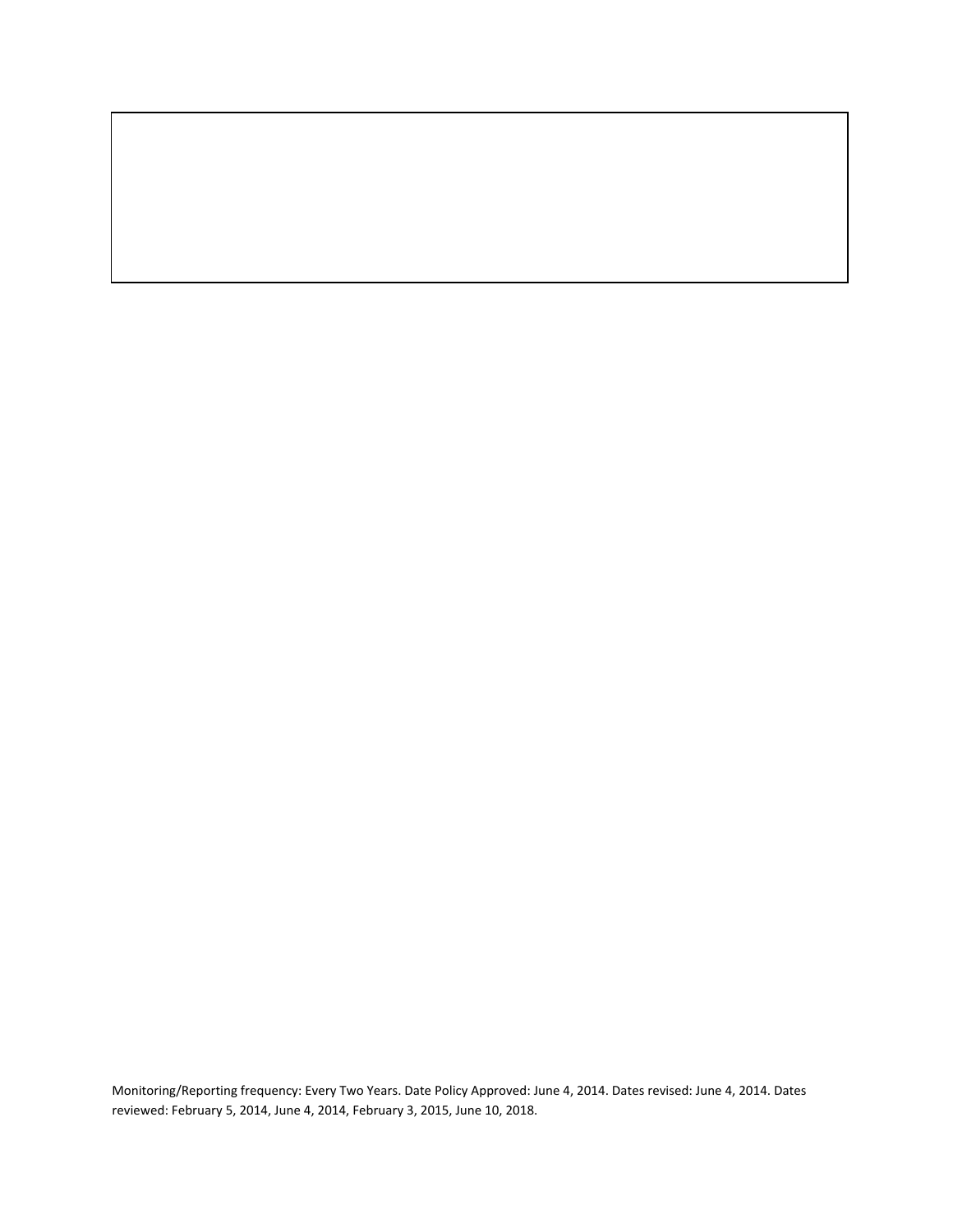Monitoring/Reporting frequency: Every Two Years. Date Policy Approved: June 4, 2014. Dates revised: June 4, 2014. Dates reviewed: February 5, 2014, June 4, 2014, February 3, 2015, June 10, 2018.